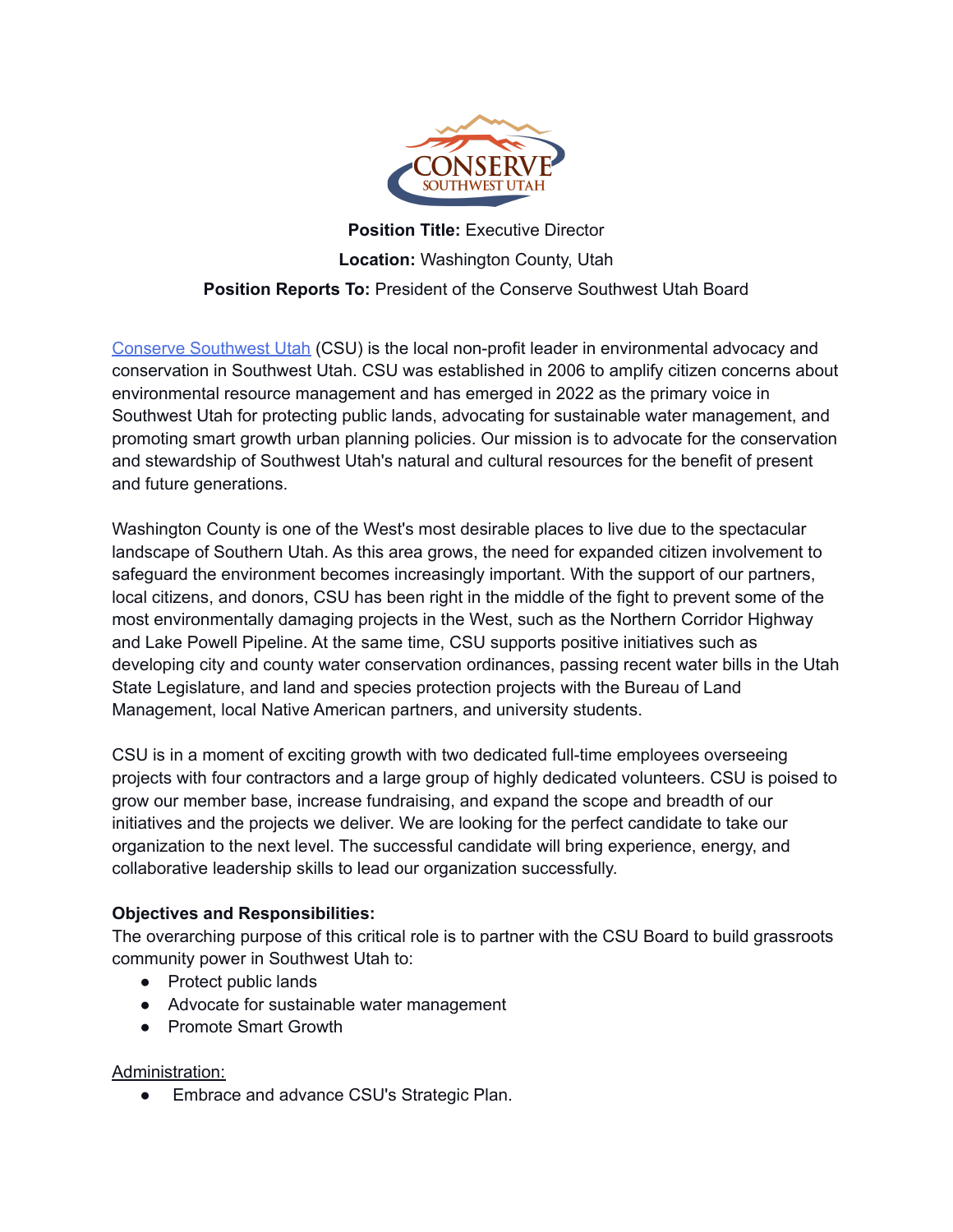**Position Title:** Executive Director

**Location:** Washington County, Utah

**Position Reports To:** President of the Conserve Southwest Utah Board

Conserve Southwest Utah (CSU) is the local non-profit leader in environmental advocacy and conservation in Southwest Utah. CSU was established in 2006 to amplify citizen concerns about environmental resource management and has emerged in 2022 as the primary voice in Southwest Utah for protecting public lands, advocating for sustainable water management, and promoting smart growth urban planning policies. Our mission is to advocate for the conservation and stewardship of Southwest Utah's natural and cultural resources for the benefit of present and future generations.

Washington County is one of the West's most desirable places to live due to the spectacular landscape of Southern Utah. As this area grows, the need for expanded citizen involvement to safeguard the environment becomes increasingly important. With the support of our partners, local citizens, and donors, CSU has been right in the middle of the fight to prevent some of the most environmentally damaging projects in the West, such as the Northern Corridor Highway and Lake Powell Pipeline. At the same time, CSU supports positive initiatives such as developing city and county water conservation ordinances, passing recent water bills in the Utah State Legislature, and land and species protection projects with the Bureau of Land Management, local Native American partners, and university students.

CSU is in a moment of exciting growth with two dedicated full-time employees overseeing projects with four contractors and a large group of highly dedicated volunteers. CSU is poised to grow our member base, increase fundraising, and expand the scope and breadth of our initiatives and the projects we deliver. We are looking for the perfect candidate to take our organization to the next level. The successful candidate will bring experience, energy, and collaborative leadership skills to lead our organization successfully.

**Objectives and Responsibilities:**

The overarching purpose of this critical role is to partner with the CSU Board to build grassroots community power in Southwest Utah to:

- Protect public lands
- Advocate for sustainable water management
- Promote Smart Growth

Administration:

- Embrace and advance CSU's Strategic Plan.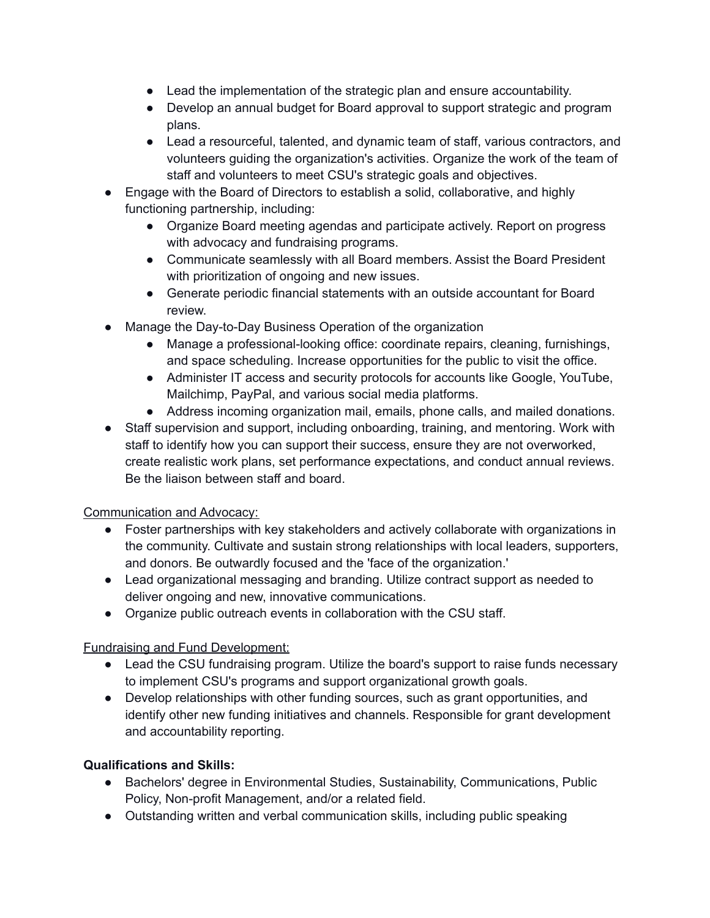- Lead the implementation of the strategic plan and ensure accountability.
  - Develop an annual budget for Board approval to support strategic and program plans.
  - Lead a resourceful, talented, and dynamic team of staff, various contractors, and volunteers guiding the organization's activities. Organize the work of the team of staff and volunteers to meet CSU's strategic goals and objectives.
- Engage with the Board of Directors to establish a solid, collaborative, and highly functioning partnership, including:
  - Organize Board meeting agendas and participate actively. Report on progress with advocacy and fundraising programs.
  - Communicate seamlessly with all Board members. Assist the Board President with prioritization of ongoing and new issues.
  - Generate periodic financial statements with an outside accountant for Board review.
- Manage the Day-to-Day Business Operation of the organization
  - Manage a professional-looking office: coordinate repairs, cleaning, furnishings, and space scheduling. Increase opportunities for the public to visit the office.
  - Administer IT access and security protocols for accounts like Google, YouTube, Mailchimp, PayPal, and various social media platforms.
  - Address incoming organization mail, emails, phone calls, and mailed donations.
- Staff supervision and support, including onboarding, training, and mentoring. Work with staff to identify how you can support their success, ensure they are not overworked, create realistic work plans, set performance expectations, and conduct annual reviews. Be the liaison between staff and board.

<u>Communication and Advocacy:</u>

- Foster partnerships with key stakeholders and actively collaborate with organizations in the community. Cultivate and sustain strong relationships with local leaders, supporters, and donors. Be outwardly focused and the 'face of the organization.'
- Lead organizational messaging and branding. Utilize contract support as needed to deliver ongoing and new, innovative communications.
- Organize public outreach events in collaboration with the CSU staff.

<u>Fundraising and Fund Development:</u>

- Lead the CSU fundraising program. Utilize the board's support to raise funds necessary to implement CSU's programs and support organizational growth goals.
- Develop relationships with other funding sources, such as grant opportunities, and identify other new funding initiatives and channels. Responsible for grant development and accountability reporting.

**Qualifications and Skills:**

- Bachelors' degree in Environmental Studies, Sustainability, Communications, Public Policy, Non-profit Management, and/or a related field.
- Outstanding written and verbal communication skills, including public speaking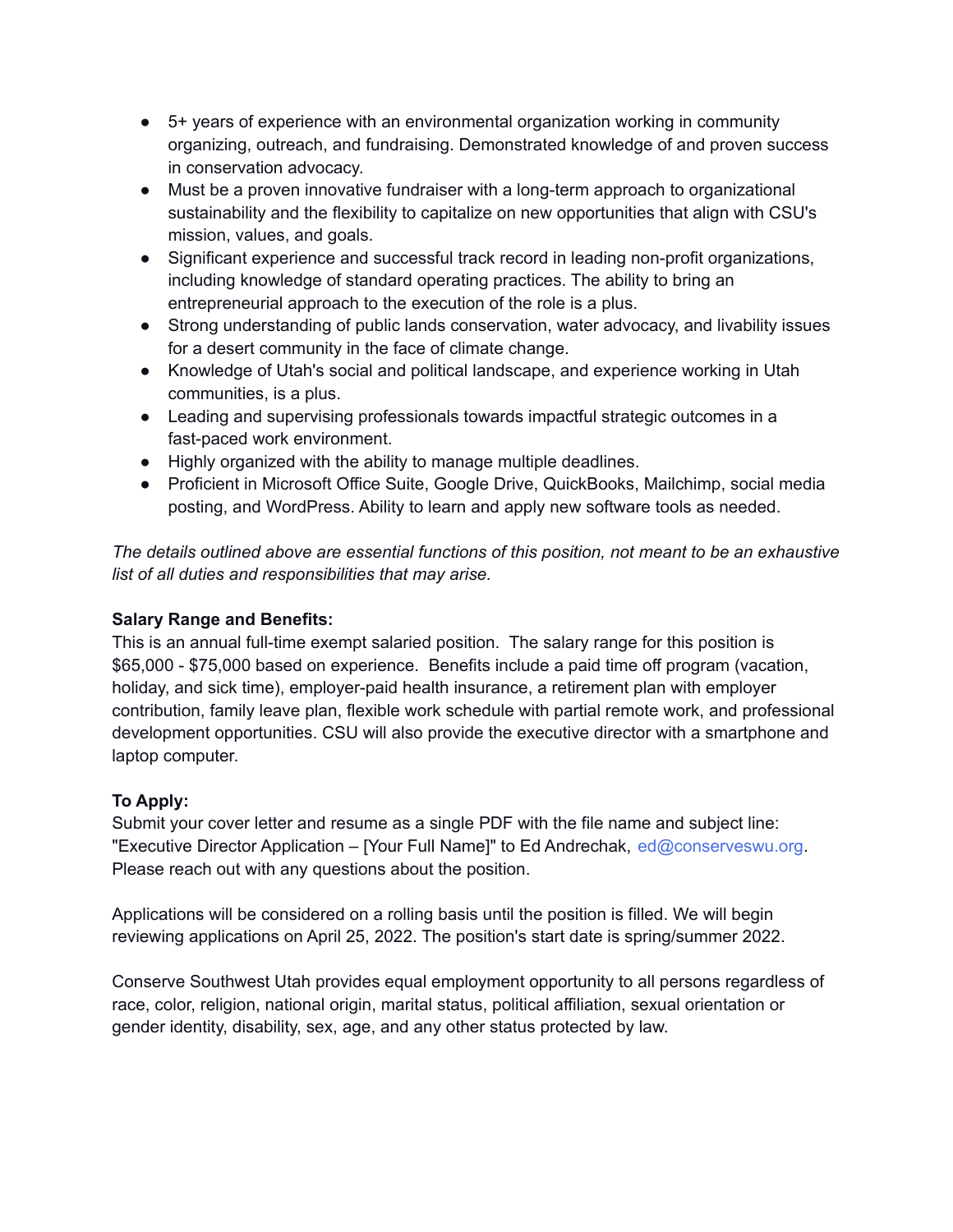- 5+ years of experience with an environmental organization working in community organizing, outreach, and fundraising. Demonstrated knowledge of and proven success in conservation advocacy.
- Must be a proven innovative fundraiser with a long-term approach to organizational sustainability and the flexibility to capitalize on new opportunities that align with CSU's mission, values, and goals.
- Significant experience and successful track record in leading non-profit organizations, including knowledge of standard operating practices. The ability to bring an entrepreneurial approach to the execution of the role is a plus.
- Strong understanding of public lands conservation, water advocacy, and livability issues for a desert community in the face of climate change.
- Knowledge of Utah's social and political landscape, and experience working in Utah communities, is a plus.
- Leading and supervising professionals towards impactful strategic outcomes in a fast-paced work environment.
- Highly organized with the ability to manage multiple deadlines.
- Proficient in Microsoft Office Suite, Google Drive, QuickBooks, Mailchimp, social media posting, and WordPress. Ability to learn and apply new software tools as needed.

*The details outlined above are essential functions of this position, not meant to be an exhaustive list of all duties and responsibilities that may arise.*

**Salary Range and Benefits:**
This is an annual full-time exempt salaried position. The salary range for this position is $65,000 - $75,000 based on experience. Benefits include a paid time off program (vacation, holiday, and sick time), employer-paid health insurance, a retirement plan with employer contribution, family leave plan, flexible work schedule with partial remote work, and professional development opportunities. CSU will also provide the executive director with a smartphone and laptop computer.

**To Apply:**
Submit your cover letter and resume as a single PDF with the file name and subject line: "Executive Director Application – [Your Full Name]" to Ed Andrechak, ed@conserveswu.org. Please reach out with any questions about the position.

Applications will be considered on a rolling basis until the position is filled. We will begin reviewing applications on April 25, 2022. The position's start date is spring/summer 2022.

Conserve Southwest Utah provides equal employment opportunity to all persons regardless of race, color, religion, national origin, marital status, political affiliation, sexual orientation or gender identity, disability, sex, age, and any other status protected by law.